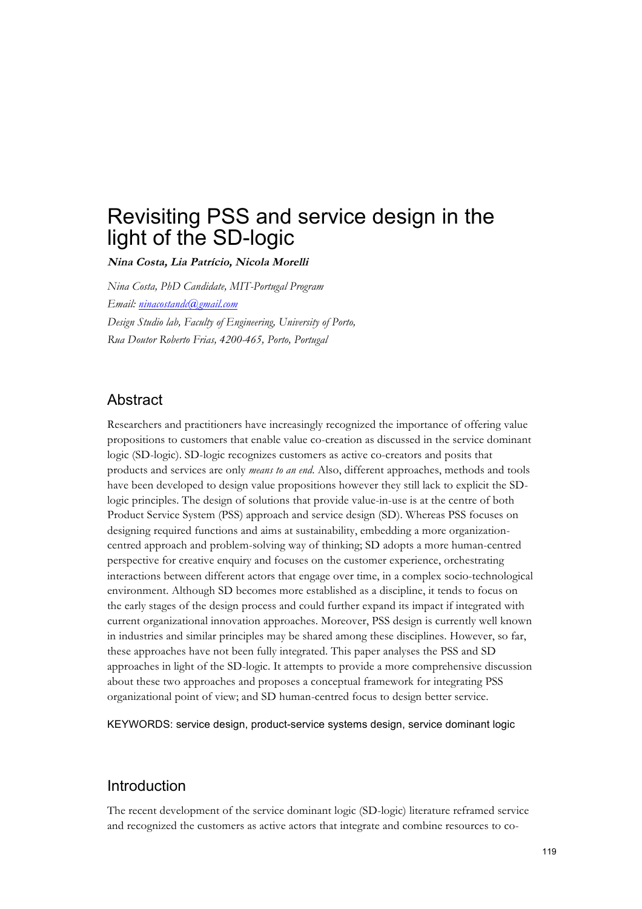# Revisiting PSS and service design in the light of the SD-logic

***Nina Costa, Lia Patrício, Nicola Morelli***

*Nina Costa, PhD Candidate, MIT-Portugal Program*

*Email: [ninacostandc@gmail.com](mailto:ninacostandc@gmail.com)*

*Design Studio lab, Faculty of Engineering, University of Porto,*

*Rua Doutor Roberto Frias, 4200-465, Porto, Portugal*

## Abstract

Researchers and practitioners have increasingly recognized the importance of offering value propositions to customers that enable value co-creation as discussed in the service dominant logic (SD-logic). SD-logic recognizes customers as active co-creators and posits that products and services are only *means to an end*. Also, different approaches, methods and tools have been developed to design value propositions however they still lack to explicit the SD-logic principles. The design of solutions that provide value-in-use is at the centre of both Product Service System (PSS) approach and service design (SD). Whereas PSS focuses on designing required functions and aims at sustainability, embedding a more organization-centred approach and problem-solving way of thinking; SD adopts a more human-centred perspective for creative enquiry and focuses on the customer experience, orchestrating interactions between different actors that engage over time, in a complex socio-technological environment. Although SD becomes more established as a discipline, it tends to focus on the early stages of the design process and could further expand its impact if integrated with current organizational innovation approaches. Moreover, PSS design is currently well known in industries and similar principles may be shared among these disciplines. However, so far, these approaches have not been fully integrated. This paper analyses the PSS and SD approaches in light of the SD-logic. It attempts to provide a more comprehensive discussion about these two approaches and proposes a conceptual framework for integrating PSS organizational point of view; and SD human-centred focus to design better service.

KEYWORDS: service design, product-service systems design, service dominant logic

## Introduction

The recent development of the service dominant logic (SD-logic) literature reframed service and recognized the customers as active actors that integrate and combine resources to co-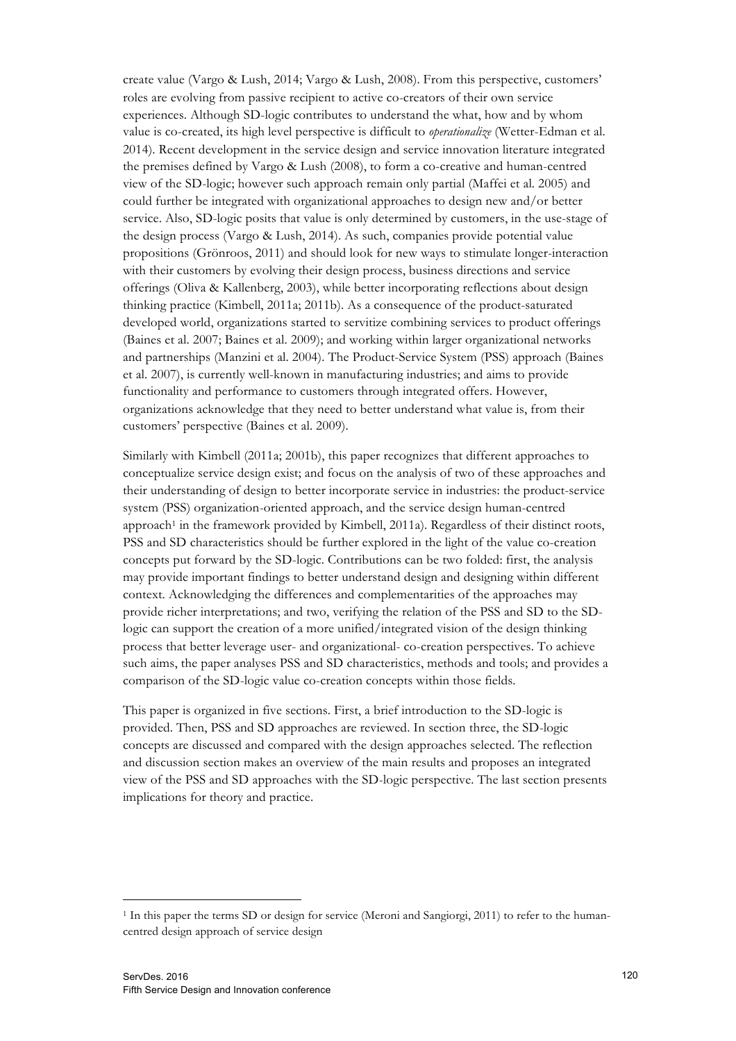create value (Vargo & Lush, 2014; Vargo & Lush, 2008). From this perspective, customers' roles are evolving from passive recipient to active co-creators of their own service experiences. Although SD-logic contributes to understand the what, how and by whom value is co-created, its high level perspective is difficult to *operationalize* (Wetter-Edman et al. 2014). Recent development in the service design and service innovation literature integrated the premises defined by Vargo & Lush (2008), to form a co-creative and human-centred view of the SD-logic; however such approach remain only partial (Maffei et al. 2005) and could further be integrated with organizational approaches to design new and/or better service. Also, SD-logic posits that value is only determined by customers, in the use-stage of the design process (Vargo & Lush, 2014). As such, companies provide potential value propositions (Grönroos, 2011) and should look for new ways to stimulate longer-interaction with their customers by evolving their design process, business directions and service offerings (Oliva & Kallenberg, 2003), while better incorporating reflections about design thinking practice (Kimbell, 2011a; 2011b). As a consequence of the product-saturated developed world, organizations started to servitize combining services to product offerings (Baines et al. 2007; Baines et al. 2009); and working within larger organizational networks and partnerships (Manzini et al. 2004). The Product-Service System (PSS) approach (Baines et al. 2007), is currently well-known in manufacturing industries; and aims to provide functionality and performance to customers through integrated offers. However, organizations acknowledge that they need to better understand what value is, from their customers' perspective (Baines et al. 2009).

Similarly with Kimbell (2011a; 2001b), this paper recognizes that different approaches to conceptualize service design exist; and focus on the analysis of two of these approaches and their understanding of design to better incorporate service in industries: the product-service system (PSS) organization-oriented approach, and the service design human-centred approach[1] in the framework provided by Kimbell, 2011a). Regardless of their distinct roots, PSS and SD characteristics should be further explored in the light of the value co-creation concepts put forward by the SD-logic. Contributions can be two folded: first, the analysis may provide important findings to better understand design and designing within different context. Acknowledging the differences and complementarities of the approaches may provide richer interpretations; and two, verifying the relation of the PSS and SD to the SD-logic can support the creation of a more unified/integrated vision of the design thinking process that better leverage user- and organizational- co-creation perspectives. To achieve such aims, the paper analyses PSS and SD characteristics, methods and tools; and provides a comparison of the SD-logic value co-creation concepts within those fields.

This paper is organized in five sections. First, a brief introduction to the SD-logic is provided. Then, PSS and SD approaches are reviewed. In section three, the SD-logic concepts are discussed and compared with the design approaches selected. The reflection and discussion section makes an overview of the main results and proposes an integrated view of the PSS and SD approaches with the SD-logic perspective. The last section presents implications for theory and practice.

[1] In this paper the terms SD or design for service (Meroni and Sangiorgi, 2011) to refer to the human-centred design approach of service design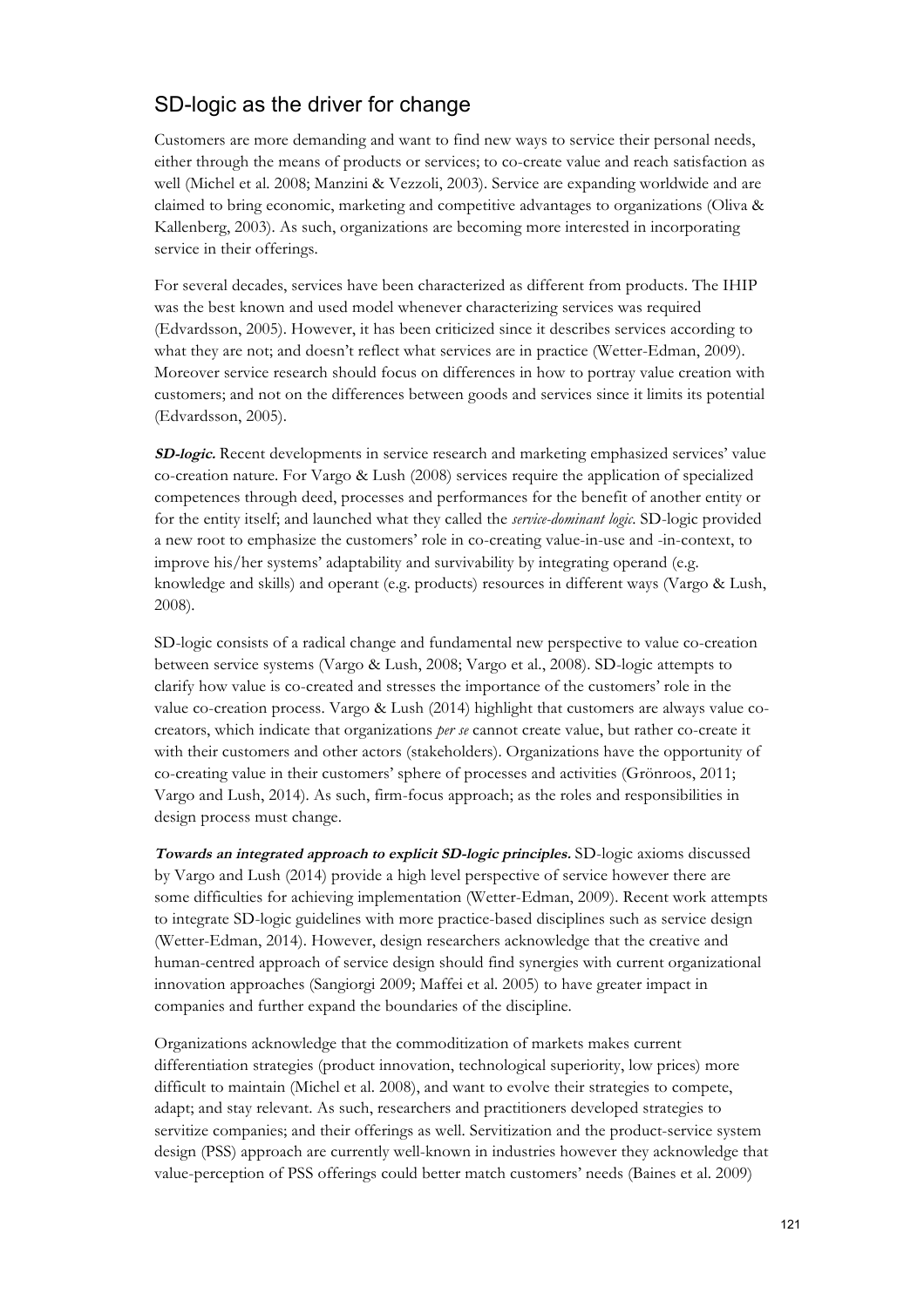## SD-logic as the driver for change

Customers are more demanding and want to find new ways to service their personal needs, either through the means of products or services; to co-create value and reach satisfaction as well (Michel et al. 2008; Manzini & Vezzoli, 2003). Service are expanding worldwide and are claimed to bring economic, marketing and competitive advantages to organizations (Oliva & Kallenberg, 2003). As such, organizations are becoming more interested in incorporating service in their offerings.

For several decades, services have been characterized as different from products. The IHIP was the best known and used model whenever characterizing services was required (Edvardsson, 2005). However, it has been criticized since it describes services according to what they are not; and doesn't reflect what services are in practice (Wetter-Edman, 2009). Moreover service research should focus on differences in how to portray value creation with customers; and not on the differences between goods and services since it limits its potential (Edvardsson, 2005).

***SD-logic.*** Recent developments in service research and marketing emphasized services' value co-creation nature. For Vargo & Lush (2008) services require the application of specialized competences through deed, processes and performances for the benefit of another entity or for the entity itself; and launched what they called the *service-dominant logic*. SD-logic provided a new root to emphasize the customers' role in co-creating value-in-use and -in-context, to improve his/her systems' adaptability and survivability by integrating operand (e.g. knowledge and skills) and operant (e.g. products) resources in different ways (Vargo & Lush, 2008).

SD-logic consists of a radical change and fundamental new perspective to value co-creation between service systems (Vargo & Lush, 2008; Vargo et al., 2008). SD-logic attempts to clarify how value is co-created and stresses the importance of the customers' role in the value co-creation process. Vargo & Lush (2014) highlight that customers are always value co-creators, which indicate that organizations *per se* cannot create value, but rather co-create it with their customers and other actors (stakeholders). Organizations have the opportunity of co-creating value in their customers' sphere of processes and activities (Grönroos, 2011; Vargo and Lush, 2014). As such, firm-focus approach; as the roles and responsibilities in design process must change.

***Towards an integrated approach to explicit SD-logic principles.*** SD-logic axioms discussed by Vargo and Lush (2014) provide a high level perspective of service however there are some difficulties for achieving implementation (Wetter-Edman, 2009). Recent work attempts to integrate SD-logic guidelines with more practice-based disciplines such as service design (Wetter-Edman, 2014). However, design researchers acknowledge that the creative and human-centred approach of service design should find synergies with current organizational innovation approaches (Sangiorgi 2009; Maffei et al. 2005) to have greater impact in companies and further expand the boundaries of the discipline.

Organizations acknowledge that the commoditization of markets makes current differentiation strategies (product innovation, technological superiority, low prices) more difficult to maintain (Michel et al. 2008), and want to evolve their strategies to compete, adapt; and stay relevant. As such, researchers and practitioners developed strategies to servitize companies; and their offerings as well. Servitization and the product-service system design (PSS) approach are currently well-known in industries however they acknowledge that value-perception of PSS offerings could better match customers' needs (Baines et al. 2009)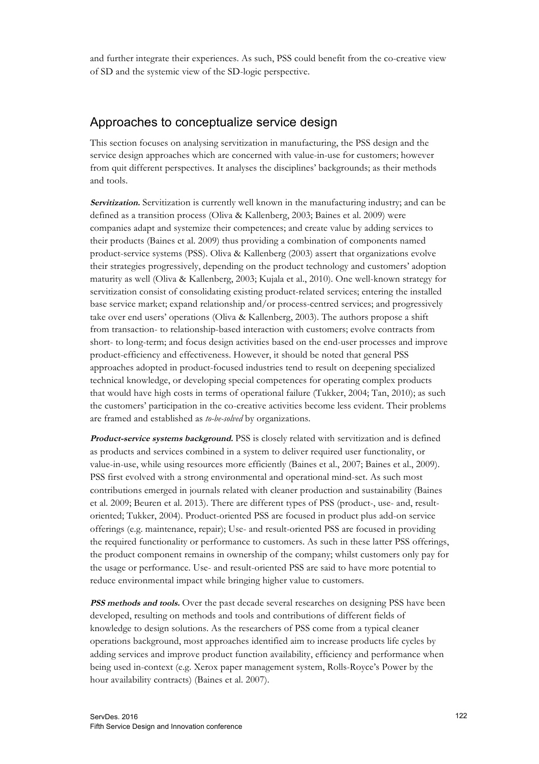and further integrate their experiences. As such, PSS could benefit from the co-creative view of SD and the systemic view of the SD-logic perspective.

## Approaches to conceptualize service design

This section focuses on analysing servitization in manufacturing, the PSS design and the service design approaches which are concerned with value-in-use for customers; however from quit different perspectives. It analyses the disciplines' backgrounds; as their methods and tools.

***Servitization.*** Servitization is currently well known in the manufacturing industry; and can be defined as a transition process (Oliva & Kallenberg, 2003; Baines et al. 2009) were companies adapt and systemize their competences; and create value by adding services to their products (Baines et al. 2009) thus providing a combination of components named product-service systems (PSS). Oliva & Kallenberg (2003) assert that organizations evolve their strategies progressively, depending on the product technology and customers' adoption maturity as well (Oliva & Kallenberg, 2003; Kujala et al., 2010). One well-known strategy for servitization consist of consolidating existing product-related services; entering the installed base service market; expand relationship and/or process-centred services; and progressively take over end users' operations (Oliva & Kallenberg, 2003). The authors propose a shift from transaction- to relationship-based interaction with customers; evolve contracts from short- to long-term; and focus design activities based on the end-user processes and improve product-efficiency and effectiveness. However, it should be noted that general PSS approaches adopted in product-focused industries tend to result on deepening specialized technical knowledge, or developing special competences for operating complex products that would have high costs in terms of operational failure (Tukker, 2004; Tan, 2010); as such the customers' participation in the co-creative activities become less evident. Their problems are framed and established as *to-be-solved* by organizations.

***Product-service systems background.*** PSS is closely related with servitization and is defined as products and services combined in a system to deliver required user functionality, or value-in-use, while using resources more efficiently (Baines et al., 2007; Baines et al., 2009). PSS first evolved with a strong environmental and operational mind-set. As such most contributions emerged in journals related with cleaner production and sustainability (Baines et al. 2009; Beuren et al. 2013). There are different types of PSS (product-, use- and, result-oriented; Tukker, 2004). Product-oriented PSS are focused in product plus add-on service offerings (e.g. maintenance, repair); Use- and result-oriented PSS are focused in providing the required functionality or performance to customers. As such in these latter PSS offerings, the product component remains in ownership of the company; whilst customers only pay for the usage or performance. Use- and result-oriented PSS are said to have more potential to reduce environmental impact while bringing higher value to customers.

***PSS methods and tools.*** Over the past decade several researches on designing PSS have been developed, resulting on methods and tools and contributions of different fields of knowledge to design solutions. As the researchers of PSS come from a typical cleaner operations background, most approaches identified aim to increase products life cycles by adding services and improve product function availability, efficiency and performance when being used in-context (e.g. Xerox paper management system, Rolls-Royce's Power by the hour availability contracts) (Baines et al. 2007).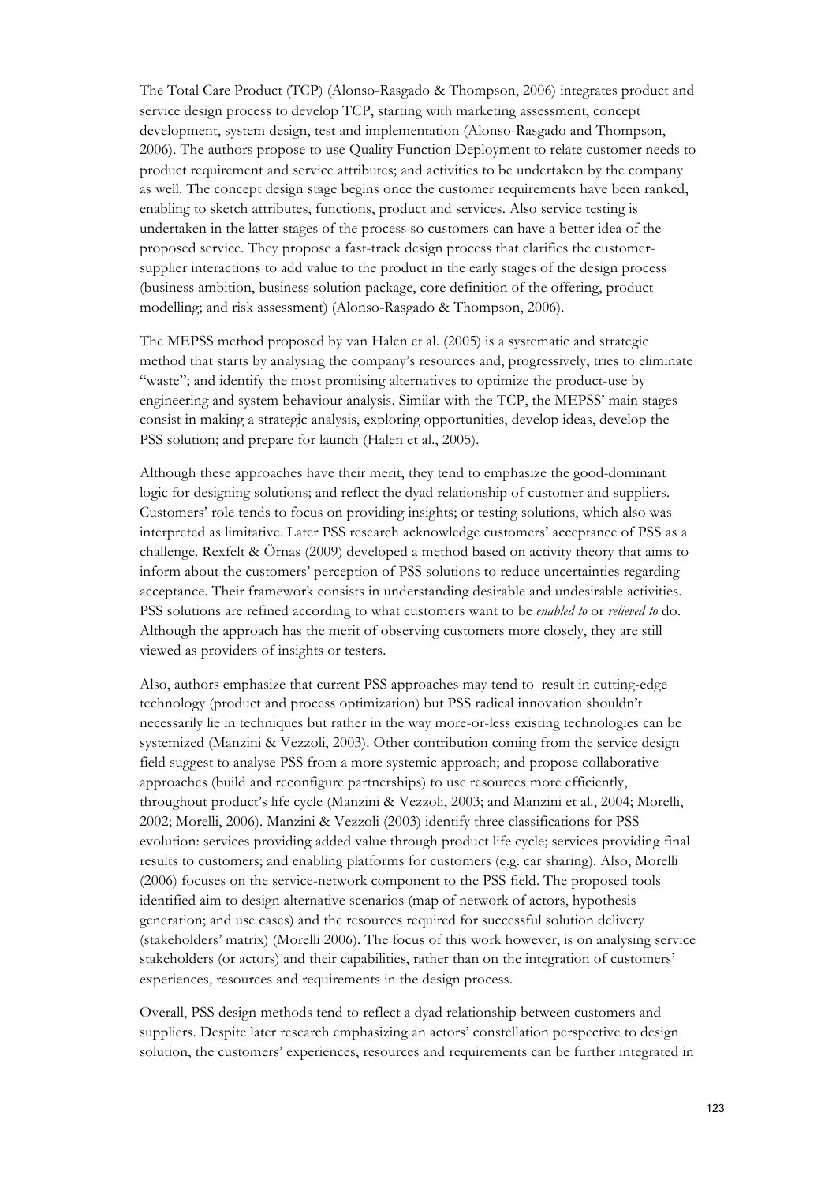The Total Care Product (TCP) (Alonso-Rasgado & Thompson, 2006) integrates product and service design process to develop TCP, starting with marketing assessment, concept development, system design, test and implementation (Alonso-Rasgado and Thompson, 2006). The authors propose to use Quality Function Deployment to relate customer needs to product requirement and service attributes; and activities to be undertaken by the company as well. The concept design stage begins once the customer requirements have been ranked, enabling to sketch attributes, functions, product and services. Also service testing is undertaken in the latter stages of the process so customers can have a better idea of the proposed service. They propose a fast-track design process that clarifies the customer-supplier interactions to add value to the product in the early stages of the design process (business ambition, business solution package, core definition of the offering, product modelling; and risk assessment) (Alonso-Rasgado & Thompson, 2006).

The MEPSS method proposed by van Halen et al. (2005) is a systematic and strategic method that starts by analysing the company's resources and, progressively, tries to eliminate "waste"; and identify the most promising alternatives to optimize the product-use by engineering and system behaviour analysis. Similar with the TCP, the MEPSS' main stages consist in making a strategic analysis, exploring opportunities, develop ideas, develop the PSS solution; and prepare for launch (Halen et al., 2005).

Although these approaches have their merit, they tend to emphasize the good-dominant logic for designing solutions; and reflect the dyad relationship of customer and suppliers. Customers' role tends to focus on providing insights; or testing solutions, which also was interpreted as limitative. Later PSS research acknowledge customers' acceptance of PSS as a challenge. Rexfelt & Örnas (2009) developed a method based on activity theory that aims to inform about the customers' perception of PSS solutions to reduce uncertainties regarding acceptance. Their framework consists in understanding desirable and undesirable activities. PSS solutions are refined according to what customers want to be *enabled to* or *relieved to* do. Although the approach has the merit of observing customers more closely, they are still viewed as providers of insights or testers.

Also, authors emphasize that current PSS approaches may tend to result in cutting-edge technology (product and process optimization) but PSS radical innovation shouldn't necessarily lie in techniques but rather in the way more-or-less existing technologies can be systemized (Manzini & Vezzoli, 2003). Other contribution coming from the service design field suggest to analyse PSS from a more systemic approach; and propose collaborative approaches (build and reconfigure partnerships) to use resources more efficiently, throughout product's life cycle (Manzini & Vezzoli, 2003; and Manzini et al., 2004; Morelli, 2002; Morelli, 2006). Manzini & Vezzoli (2003) identify three classifications for PSS evolution: services providing added value through product life cycle; services providing final results to customers; and enabling platforms for customers (e.g. car sharing). Also, Morelli (2006) focuses on the service-network component to the PSS field. The proposed tools identified aim to design alternative scenarios (map of network of actors, hypothesis generation; and use cases) and the resources required for successful solution delivery (stakeholders' matrix) (Morelli 2006). The focus of this work however, is on analysing service stakeholders (or actors) and their capabilities, rather than on the integration of customers' experiences, resources and requirements in the design process.

Overall, PSS design methods tend to reflect a dyad relationship between customers and suppliers. Despite later research emphasizing an actors' constellation perspective to design solution, the customers' experiences, resources and requirements can be further integrated in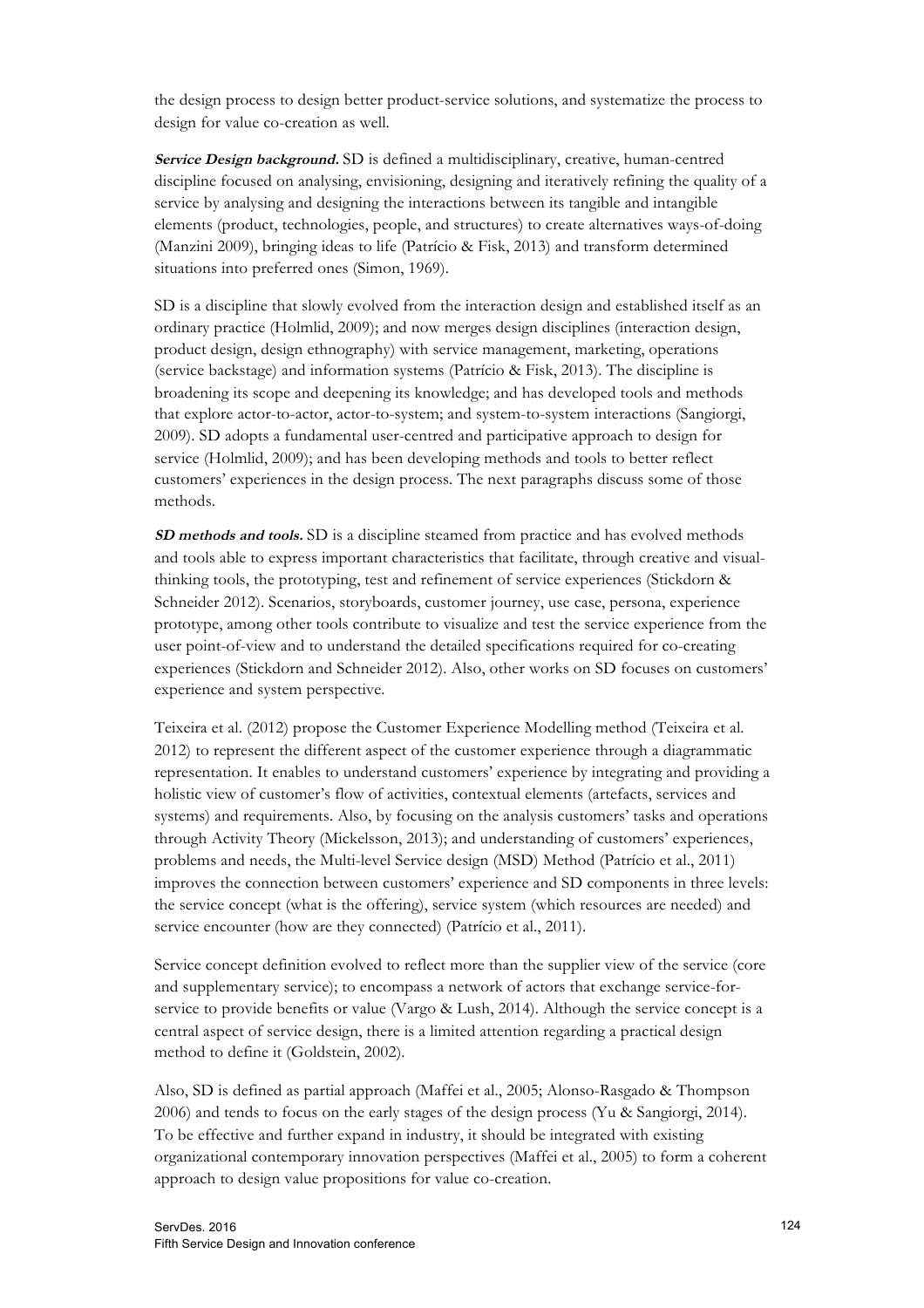the design process to design better product-service solutions, and systematize the process to design for value co-creation as well.

***Service Design background.*** SD is defined a multidisciplinary, creative, human-centred discipline focused on analysing, envisioning, designing and iteratively refining the quality of a service by analysing and designing the interactions between its tangible and intangible elements (product, technologies, people, and structures) to create alternatives ways-of-doing (Manzini 2009), bringing ideas to life (Patrício & Fisk, 2013) and transform determined situations into preferred ones (Simon, 1969).

SD is a discipline that slowly evolved from the interaction design and established itself as an ordinary practice (Holmlid, 2009); and now merges design disciplines (interaction design, product design, design ethnography) with service management, marketing, operations (service backstage) and information systems (Patrício & Fisk, 2013). The discipline is broadening its scope and deepening its knowledge; and has developed tools and methods that explore actor-to-actor, actor-to-system; and system-to-system interactions (Sangiorgi, 2009). SD adopts a fundamental user-centred and participative approach to design for service (Holmlid, 2009); and has been developing methods and tools to better reflect customers' experiences in the design process. The next paragraphs discuss some of those methods.

***SD methods and tools.*** SD is a discipline steamed from practice and has evolved methods and tools able to express important characteristics that facilitate, through creative and visual-thinking tools, the prototyping, test and refinement of service experiences (Stickdorn & Schneider 2012). Scenarios, storyboards, customer journey, use case, persona, experience prototype, among other tools contribute to visualize and test the service experience from the user point-of-view and to understand the detailed specifications required for co-creating experiences (Stickdorn and Schneider 2012). Also, other works on SD focuses on customers' experience and system perspective.

Teixeira et al. (2012) propose the Customer Experience Modelling method (Teixeira et al. 2012) to represent the different aspect of the customer experience through a diagrammatic representation. It enables to understand customers' experience by integrating and providing a holistic view of customer's flow of activities, contextual elements (artefacts, services and systems) and requirements. Also, by focusing on the analysis customers' tasks and operations through Activity Theory (Mickelsson, 2013); and understanding of customers' experiences, problems and needs, the Multi-level Service design (MSD) Method (Patrício et al., 2011) improves the connection between customers' experience and SD components in three levels: the service concept (what is the offering), service system (which resources are needed) and service encounter (how are they connected) (Patrício et al., 2011).

Service concept definition evolved to reflect more than the supplier view of the service (core and supplementary service); to encompass a network of actors that exchange service-for-service to provide benefits or value (Vargo & Lush, 2014). Although the service concept is a central aspect of service design, there is a limited attention regarding a practical design method to define it (Goldstein, 2002).

Also, SD is defined as partial approach (Maffei et al., 2005; Alonso-Rasgado & Thompson 2006) and tends to focus on the early stages of the design process (Yu & Sangiorgi, 2014). To be effective and further expand in industry, it should be integrated with existing organizational contemporary innovation perspectives (Maffei et al., 2005) to form a coherent approach to design value propositions for value co-creation.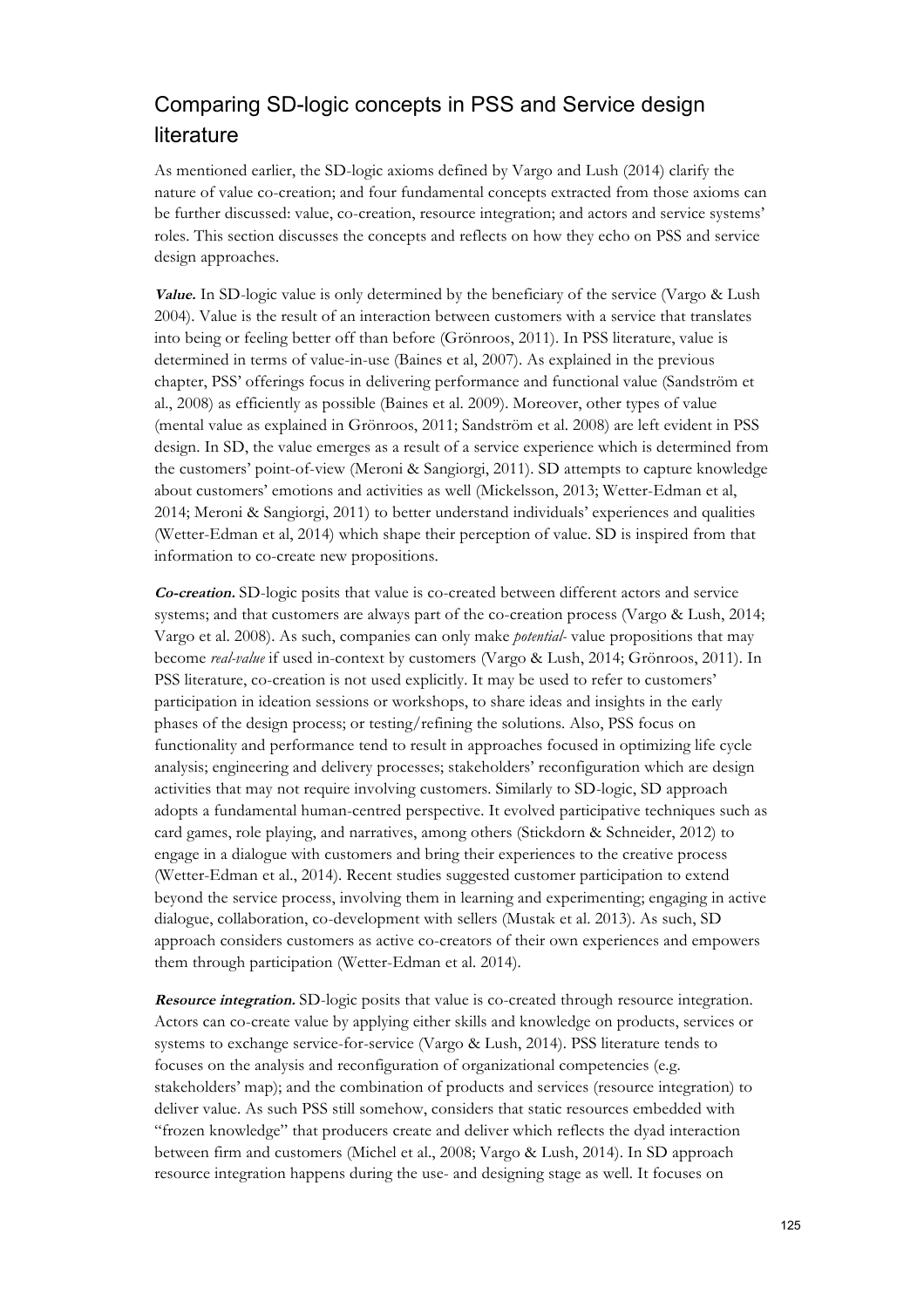## Comparing SD-logic concepts in PSS and Service design literature

As mentioned earlier, the SD-logic axioms defined by Vargo and Lush (2014) clarify the nature of value co-creation; and four fundamental concepts extracted from those axioms can be further discussed: value, co-creation, resource integration; and actors and service systems' roles. This section discusses the concepts and reflects on how they echo on PSS and service design approaches.

***Value.*** In SD-logic value is only determined by the beneficiary of the service (Vargo & Lush 2004). Value is the result of an interaction between customers with a service that translates into being or feeling better off than before (Grönroos, 2011). In PSS literature, value is determined in terms of value-in-use (Baines et al, 2007). As explained in the previous chapter, PSS' offerings focus in delivering performance and functional value (Sandström et al., 2008) as efficiently as possible (Baines et al. 2009). Moreover, other types of value (mental value as explained in Grönroos, 2011; Sandström et al. 2008) are left evident in PSS design. In SD, the value emerges as a result of a service experience which is determined from the customers' point-of-view (Meroni & Sangiorgi, 2011). SD attempts to capture knowledge about customers' emotions and activities as well (Mickelsson, 2013; Wetter-Edman et al, 2014; Meroni & Sangiorgi, 2011) to better understand individuals' experiences and qualities (Wetter-Edman et al, 2014) which shape their perception of value. SD is inspired from that information to co-create new propositions.

***Co-creation.*** SD-logic posits that value is co-created between different actors and service systems; and that customers are always part of the co-creation process (Vargo & Lush, 2014; Vargo et al. 2008). As such, companies can only make *potential*- value propositions that may become *real-value* if used in-context by customers (Vargo & Lush, 2014; Grönroos, 2011). In PSS literature, co-creation is not used explicitly. It may be used to refer to customers' participation in ideation sessions or workshops, to share ideas and insights in the early phases of the design process; or testing/refining the solutions. Also, PSS focus on functionality and performance tend to result in approaches focused in optimizing life cycle analysis; engineering and delivery processes; stakeholders' reconfiguration which are design activities that may not require involving customers. Similarly to SD-logic, SD approach adopts a fundamental human-centred perspective. It evolved participative techniques such as card games, role playing, and narratives, among others (Stickdorn & Schneider, 2012) to engage in a dialogue with customers and bring their experiences to the creative process (Wetter-Edman et al., 2014). Recent studies suggested customer participation to extend beyond the service process, involving them in learning and experimenting; engaging in active dialogue, collaboration, co-development with sellers (Mustak et al. 2013). As such, SD approach considers customers as active co-creators of their own experiences and empowers them through participation (Wetter-Edman et al. 2014).

***Resource integration.*** SD-logic posits that value is co-created through resource integration. Actors can co-create value by applying either skills and knowledge on products, services or systems to exchange service-for-service (Vargo & Lush, 2014). PSS literature tends to focuses on the analysis and reconfiguration of organizational competencies (e.g. stakeholders' map); and the combination of products and services (resource integration) to deliver value. As such PSS still somehow, considers that static resources embedded with "frozen knowledge" that producers create and deliver which reflects the dyad interaction between firm and customers (Michel et al., 2008; Vargo & Lush, 2014). In SD approach resource integration happens during the use- and designing stage as well. It focuses on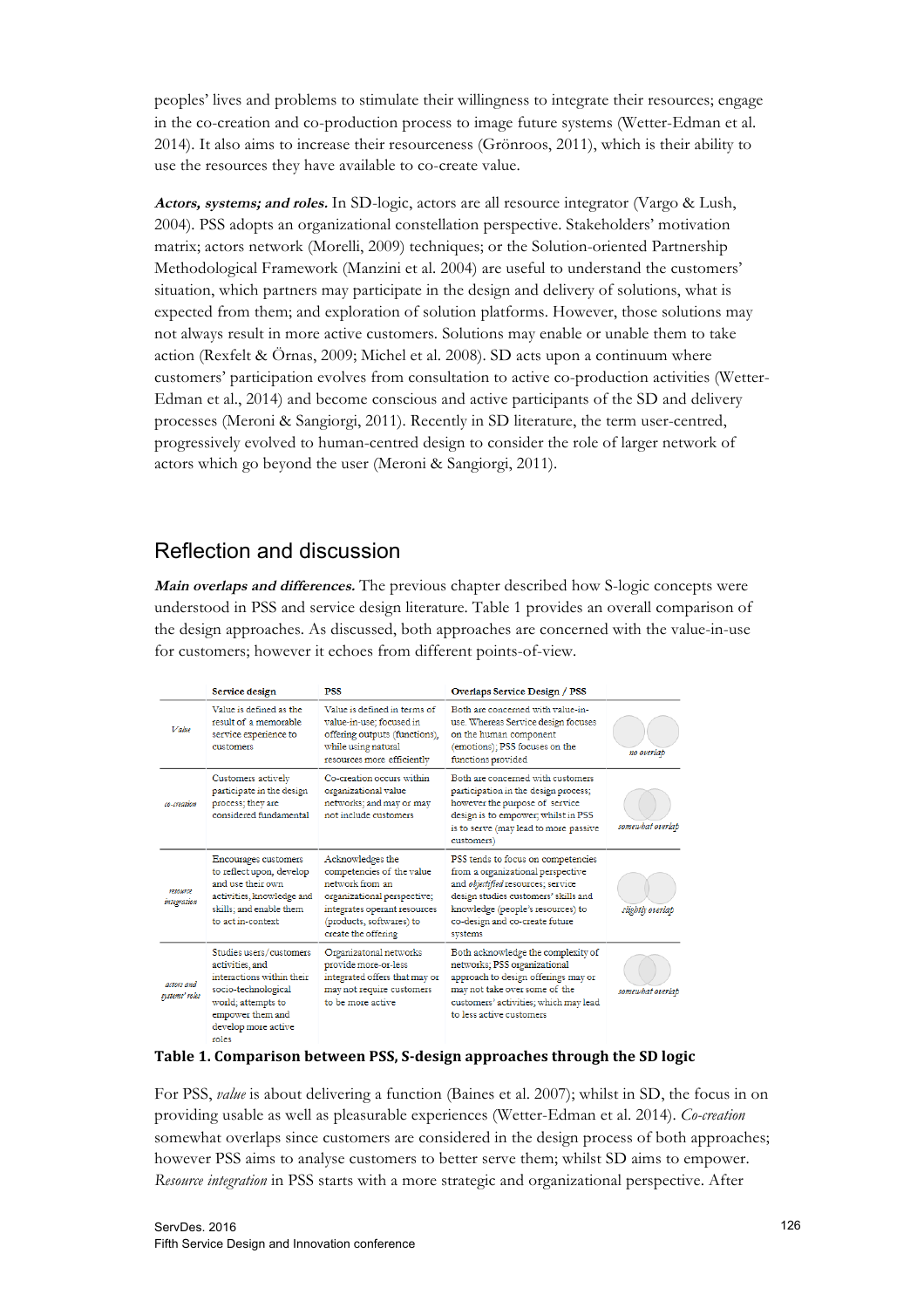peoples' lives and problems to stimulate their willingness to integrate their resources; engage in the co-creation and co-production process to image future systems (Wetter-Edman et al. 2014). It also aims to increase their resourceness (Grönroos, 2011), which is their ability to use the resources they have available to co-create value.

***Actors, systems; and roles.*** In SD-logic, actors are all resource integrator (Vargo & Lush, 2004). PSS adopts an organizational constellation perspective. Stakeholders' motivation matrix; actors network (Morelli, 2009) techniques; or the Solution-oriented Partnership Methodological Framework (Manzini et al. 2004) are useful to understand the customers' situation, which partners may participate in the design and delivery of solutions, what is expected from them; and exploration of solution platforms. However, those solutions may not always result in more active customers. Solutions may enable or unable them to take action (Rexfelt & Örnas, 2009; Michel et al. 2008). SD acts upon a continuum where customers' participation evolves from consultation to active co-production activities (Wetter-Edman et al., 2014) and become conscious and active participants of the SD and delivery processes (Meroni & Sangiorgi, 2011). Recently in SD literature, the term user-centred, progressively evolved to human-centred design to consider the role of larger network of actors which go beyond the user (Meroni & Sangiorgi, 2011).

## Reflection and discussion

***Main overlaps and differences.*** The previous chapter described how S-logic concepts were understood in PSS and service design literature. Table 1 provides an overall comparison of the design approaches. As discussed, both approaches are concerned with the value-in-use for customers; however it echoes from different points-of-view.

| | Service design | PSS | Overlaps Service Design / PSS | |
|---|---|---|---|---|
| *Value* | Value is defined as the result of a memorable service experience to customers | Value is defined in terms of value-in-use; focused in offering outputs (functions), while using natural resources more efficiently | Both are concerned with value-in-use. Whereas Service design focuses on the human component (emotions); PSS focuses on the functions provided | *no overlap* |
| *co-creation* | Customers actively participate in the design process; they are considered fundamental | Co-creation occurs within organizational value networks; and may or may not include customers | Both are concerned with customers participation in the design process; however the purpose of service design is to empower; whilst in PSS is to serve (may lead to more passive customers) | *somewhat overlap* |
| *resource integration* | Encourages customers to reflect upon, develop and use their own activities, knowledge and skills; and enable them to act in-context | Acknowledges the competencies of the value network from an organizational perspective; integrates operant resources (products, softwares) to create the offering | PSS tends to focus on competencies from a organizational perspective and *objectified* resources; service design studies customers' skills and knowledge (people's resources) to co-design and co-create future systems | *slightly overlap* |
| *actors and systems' roles* | Studies users/customers activities, and interactions within their socio-technological world; attempts to empower them and develop more active roles | Organizatonal networks provide more-or-less integrated offers that may or may not require customers to be more active | Both acknowledge the complexity of networks; PSS organizational approach to design offerings may or may not take over some of the customers' activities; which may lead to less active customers | *somewhat overlap* |

**Table 1. Comparison between PSS, S-design approaches through the SD logic**

For PSS, *value* is about delivering a function (Baines et al. 2007); whilst in SD, the focus in on providing usable as well as pleasurable experiences (Wetter-Edman et al. 2014). *Co-creation* somewhat overlaps since customers are considered in the design process of both approaches; however PSS aims to analyse customers to better serve them; whilst SD aims to empower. *Resource integration* in PSS starts with a more strategic and organizational perspective. After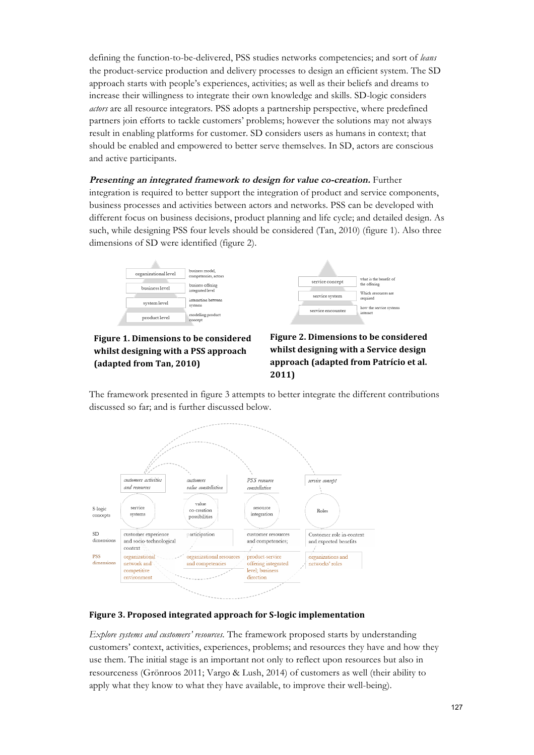defining the function-to-be-delivered, PSS studies networks competencies; and sort of *leans* the product-service production and delivery processes to design an efficient system. The SD approach starts with people's experiences, activities; as well as their beliefs and dreams to increase their willingness to integrate their own knowledge and skills. SD-logic considers *actors* are all resource integrators. PSS adopts a partnership perspective, where predefined partners join efforts to tackle customers' problems; however the solutions may not always result in enabling platforms for customer. SD considers users as humans in context; that should be enabled and empowered to better serve themselves. In SD, actors are conscious and active participants.

***Presenting an integrated framework to design for value co-creation.*** Further integration is required to better support the integration of product and service components, business processes and activities between actors and networks. PSS can be developed with different focus on business decisions, product planning and life cycle; and detailed design. As such, while designing PSS four levels should be considered (Tan, 2010) (figure 1). Also three dimensions of SD were identified (figure 2).

**Figure 1. Dimensions to be considered whilst designing with a PSS approach (adapted from Tan, 2010)**

**Figure 2. Dimensions to be considered whilst designing with a Service design approach (adapted from Patrício et al. 2011)**

The framework presented in figure 3 attempts to better integrate the different contributions discussed so far; and is further discussed below.

**Figure 3. Proposed integrated approach for S-logic implementation**

*Explore systems and customers' resources.* The framework proposed starts by understanding customers' context, activities, experiences, problems; and resources they have and how they use them. The initial stage is an important not only to reflect upon resources but also in resourceness (Grönroos 2011; Vargo & Lush, 2014) of customers as well (their ability to apply what they know to what they have available, to improve their well-being).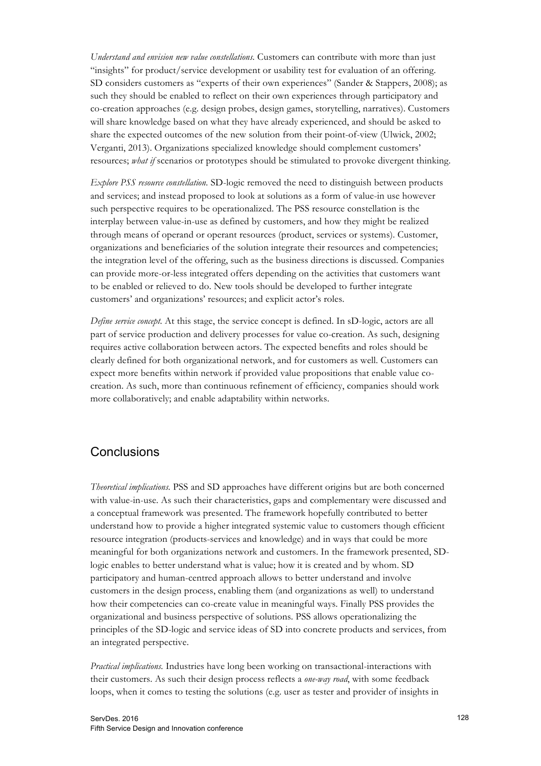*Understand and envision new value constellations*. Customers can contribute with more than just "insights" for product/service development or usability test for evaluation of an offering. SD considers customers as "experts of their own experiences" (Sander & Stappers, 2008); as such they should be enabled to reflect on their own experiences through participatory and co-creation approaches (e.g. design probes, design games, storytelling, narratives). Customers will share knowledge based on what they have already experienced, and should be asked to share the expected outcomes of the new solution from their point-of-view (Ulwick, 2002; Verganti, 2013). Organizations specialized knowledge should complement customers' resources; *what if* scenarios or prototypes should be stimulated to provoke divergent thinking.

*Explore PSS resource constellation.* SD-logic removed the need to distinguish between products and services; and instead proposed to look at solutions as a form of value-in use however such perspective requires to be operationalized. The PSS resource constellation is the interplay between value-in-use as defined by customers, and how they might be realized through means of operand or operant resources (product, services or systems). Customer, organizations and beneficiaries of the solution integrate their resources and competencies; the integration level of the offering, such as the business directions is discussed. Companies can provide more-or-less integrated offers depending on the activities that customers want to be enabled or relieved to do. New tools should be developed to further integrate customers' and organizations' resources; and explicit actor's roles.

*Define service concept.* At this stage, the service concept is defined. In sD-logic, actors are all part of service production and delivery processes for value co-creation. As such, designing requires active collaboration between actors. The expected benefits and roles should be clearly defined for both organizational network, and for customers as well. Customers can expect more benefits within network if provided value propositions that enable value co-creation. As such, more than continuous refinement of efficiency, companies should work more collaboratively; and enable adaptability within networks.

## Conclusions

*Theoretical implications.* PSS and SD approaches have different origins but are both concerned with value-in-use. As such their characteristics, gaps and complementary were discussed and a conceptual framework was presented. The framework hopefully contributed to better understand how to provide a higher integrated systemic value to customers though efficient resource integration (products-services and knowledge) and in ways that could be more meaningful for both organizations network and customers. In the framework presented, SD-logic enables to better understand what is value; how it is created and by whom. SD participatory and human-centred approach allows to better understand and involve customers in the design process, enabling them (and organizations as well) to understand how their competencies can co-create value in meaningful ways. Finally PSS provides the organizational and business perspective of solutions. PSS allows operationalizing the principles of the SD-logic and service ideas of SD into concrete products and services, from an integrated perspective.

*Practical implications.* Industries have long been working on transactional-interactions with their customers. As such their design process reflects a *one-way road*, with some feedback loops, when it comes to testing the solutions (e.g. user as tester and provider of insights in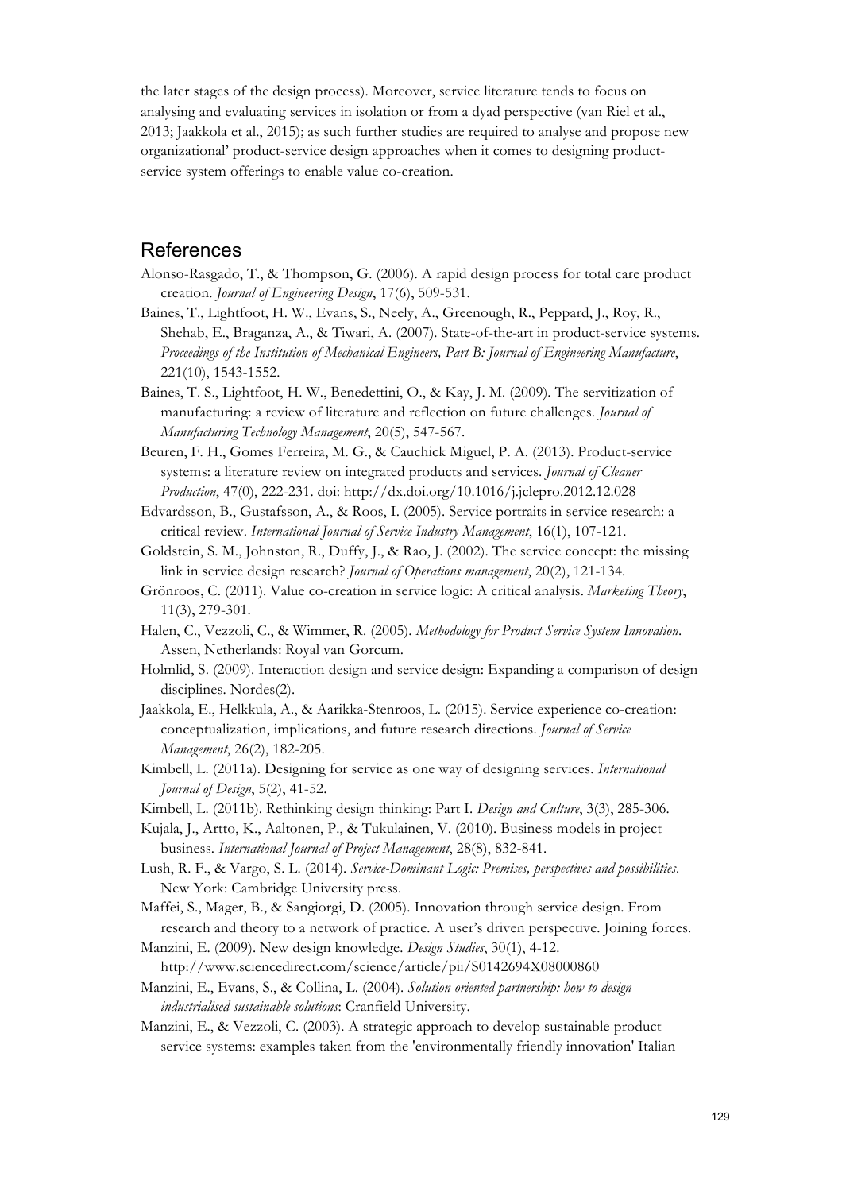the later stages of the design process). Moreover, service literature tends to focus on analysing and evaluating services in isolation or from a dyad perspective (van Riel et al., 2013; Jaakkola et al., 2015); as such further studies are required to analyse and propose new organizational' product-service design approaches when it comes to designing product-service system offerings to enable value co-creation.

## References

Alonso-Rasgado, T., & Thompson, G. (2006). A rapid design process for total care product creation. *Journal of Engineering Design*, 17(6), 509-531.

Baines, T., Lightfoot, H. W., Evans, S., Neely, A., Greenough, R., Peppard, J., Roy, R., Shehab, E., Braganza, A., & Tiwari, A. (2007). State-of-the-art in product-service systems. *Proceedings of the Institution of Mechanical Engineers, Part B: Journal of Engineering Manufacture*, 221(10), 1543-1552.

Baines, T. S., Lightfoot, H. W., Benedettini, O., & Kay, J. M. (2009). The servitization of manufacturing: a review of literature and reflection on future challenges. *Journal of Manufacturing Technology Management*, 20(5), 547-567.

Beuren, F. H., Gomes Ferreira, M. G., & Cauchick Miguel, P. A. (2013). Product-service systems: a literature review on integrated products and services. *Journal of Cleaner Production*, 47(0), 222-231. doi: http://dx.doi.org/10.1016/j.jclepro.2012.12.028

Edvardsson, B., Gustafsson, A., & Roos, I. (2005). Service portraits in service research: a critical review. *International Journal of Service Industry Management*, 16(1), 107-121.

Goldstein, S. M., Johnston, R., Duffy, J., & Rao, J. (2002). The service concept: the missing link in service design research? *Journal of Operations management*, 20(2), 121-134.

Grönroos, C. (2011). Value co-creation in service logic: A critical analysis. *Marketing Theory*, 11(3), 279-301.

Halen, C., Vezzoli, C., & Wimmer, R. (2005). *Methodology for Product Service System Innovation*. Assen, Netherlands: Royal van Gorcum.

Holmlid, S. (2009). Interaction design and service design: Expanding a comparison of design disciplines. Nordes(2).

Jaakkola, E., Helkkula, A., & Aarikka-Stenroos, L. (2015). Service experience co-creation: conceptualization, implications, and future research directions. *Journal of Service Management*, 26(2), 182-205.

Kimbell, L. (2011a). Designing for service as one way of designing services. *International Journal of Design*, 5(2), 41-52.

Kimbell, L. (2011b). Rethinking design thinking: Part I. *Design and Culture*, 3(3), 285-306.

Kujala, J., Artto, K., Aaltonen, P., & Tukulainen, V. (2010). Business models in project business. *International Journal of Project Management*, 28(8), 832-841.

Lush, R. F., & Vargo, S. L. (2014). *Service-Dominant Logic: Premises, perspectives and possibilities*. New York: Cambridge University press.

Maffei, S., Mager, B., & Sangiorgi, D. (2005). Innovation through service design. From research and theory to a network of practice. A user's driven perspective. Joining forces.

Manzini, E. (2009). New design knowledge. *Design Studies*, 30(1), 4-12. http://www.sciencedirect.com/science/article/pii/S0142694X08000860

Manzini, E., Evans, S., & Collina, L. (2004). *Solution oriented partnership: how to design industrialised sustainable solutions*: Cranfield University.

Manzini, E., & Vezzoli, C. (2003). A strategic approach to develop sustainable product service systems: examples taken from the 'environmentally friendly innovation' Italian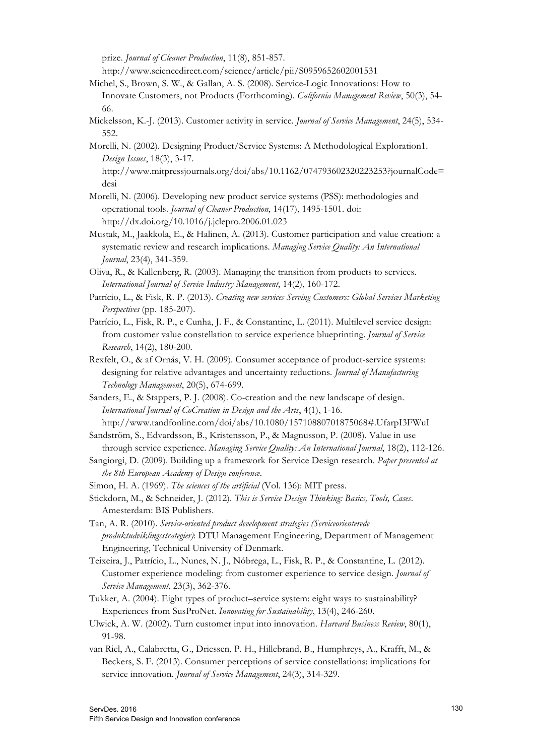prize. *Journal of Cleaner Production*, 11(8), 851-857. http://www.sciencedirect.com/science/article/pii/S0959652602001531

Michel, S., Brown, S. W., & Gallan, A. S. (2008). Service-Logic Innovations: How to Innovate Customers, not Products (Forthcoming). *California Management Review*, 50(3), 54-66.

Mickelsson, K.-J. (2013). Customer activity in service. *Journal of Service Management*, 24(5), 534-552.

Morelli, N. (2002). Designing Product/Service Systems: A Methodological Exploration1. *Design Issues*, 18(3), 3-17. http://www.mitpressjournals.org/doi/abs/10.1162/074793602320223253?journalCode=desi

Morelli, N. (2006). Developing new product service systems (PSS): methodologies and operational tools. *Journal of Cleaner Production*, 14(17), 1495-1501. doi: http://dx.doi.org/10.1016/j.jclepro.2006.01.023

Mustak, M., Jaakkola, E., & Halinen, A. (2013). Customer participation and value creation: a systematic review and research implications. *Managing Service Quality: An International Journal*, 23(4), 341-359.

Oliva, R., & Kallenberg, R. (2003). Managing the transition from products to services. *International Journal of Service Industry Management*, 14(2), 160-172.

Patrício, L., & Fisk, R. P. (2013). *Creating new services Serving Customers: Global Services Marketing Perspectives* (pp. 185-207).

Patrício, L., Fisk, R. P., e Cunha, J. F., & Constantine, L. (2011). Multilevel service design: from customer value constellation to service experience blueprinting. *Journal of Service Research*, 14(2), 180-200.

Rexfelt, O., & af Ornäs, V. H. (2009). Consumer acceptance of product-service systems: designing for relative advantages and uncertainty reductions. *Journal of Manufacturing Technology Management*, 20(5), 674-699.

Sanders, E., & Stappers, P. J. (2008). Co-creation and the new landscape of design. *International Journal of CoCreation in Design and the Arts*, 4(1), 1-16. http://www.tandfonline.com/doi/abs/10.1080/15710880701875068#.UfarpI3FWuI

Sandström, S., Edvardsson, B., Kristensson, P., & Magnusson, P. (2008). Value in use through service experience. *Managing Service Quality: An International Journal*, 18(2), 112-126.

Sangiorgi, D. (2009). Building up a framework for Service Design research. *Paper presented at the 8th European Academy of Design conference*.

Simon, H. A. (1969). *The sciences of the artificial* (Vol. 136): MIT press.

Stickdorn, M., & Schneider, J. (2012). *This is Service Design Thinking: Basics, Tools, Cases*. Amesterdam: BIS Publishers.

Tan, A. R. (2010). *Service-oriented product development strategies (Serviceorienterede produktudviklingsstrategier)*: DTU Management Engineering, Department of Management Engineering, Technical University of Denmark.

Teixeira, J., Patrício, L., Nunes, N. J., Nóbrega, L., Fisk, R. P., & Constantine, L. (2012). Customer experience modeling: from customer experience to service design. *Journal of Service Management*, 23(3), 362-376.

Tukker, A. (2004). Eight types of product–service system: eight ways to sustainability? Experiences from SusProNet. *Innovating for Sustainability*, 13(4), 246-260.

Ulwick, A. W. (2002). Turn customer input into innovation. *Harvard Business Review*, 80(1), 91-98.

van Riel, A., Calabretta, G., Driessen, P. H., Hillebrand, B., Humphreys, A., Krafft, M., & Beckers, S. F. (2013). Consumer perceptions of service constellations: implications for service innovation. *Journal of Service Management*, 24(3), 314-329.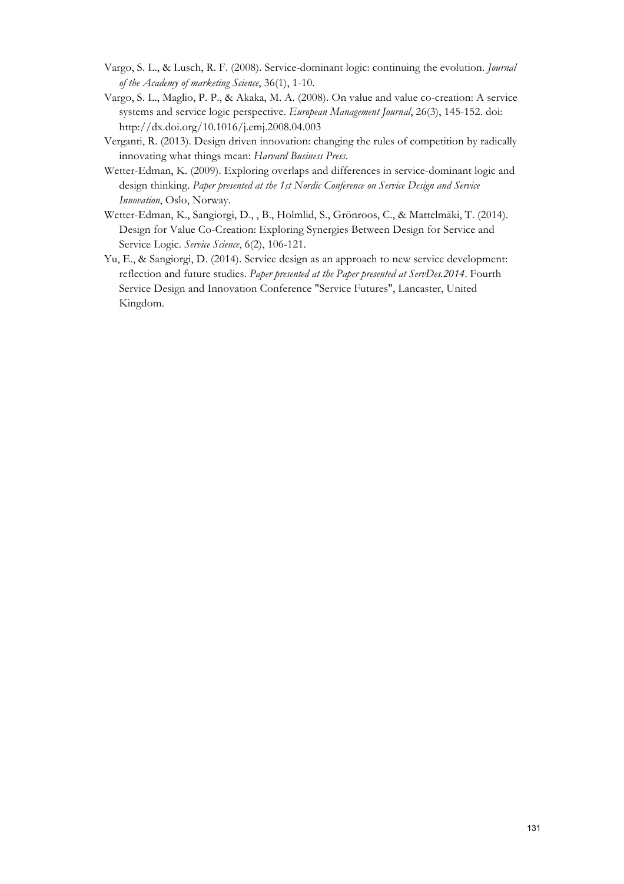Vargo, S. L., & Lusch, R. F. (2008). Service-dominant logic: continuing the evolution. *Journal of the Academy of marketing Science*, 36(1), 1-10.

Vargo, S. L., Maglio, P. P., & Akaka, M. A. (2008). On value and value co-creation: A service systems and service logic perspective. *European Management Journal*, 26(3), 145-152. doi: http://dx.doi.org/10.1016/j.emj.2008.04.003

Verganti, R. (2013). Design driven innovation: changing the rules of competition by radically innovating what things mean: *Harvard Business Press*.

Wetter-Edman, K. (2009). Exploring overlaps and differences in service-dominant logic and design thinking. *Paper presented at the 1st Nordic Conference on Service Design and Service Innovation*, Oslo, Norway.

Wetter-Edman, K., Sangiorgi, D., , B., Holmlid, S., Grönroos, C., & Mattelmäki, T. (2014). Design for Value Co-Creation: Exploring Synergies Between Design for Service and Service Logic. *Service Science*, 6(2), 106-121.

Yu, E., & Sangiorgi, D. (2014). Service design as an approach to new service development: reflection and future studies. *Paper presented at the Paper presented at ServDes.2014*. Fourth Service Design and Innovation Conference "Service Futures", Lancaster, United Kingdom.